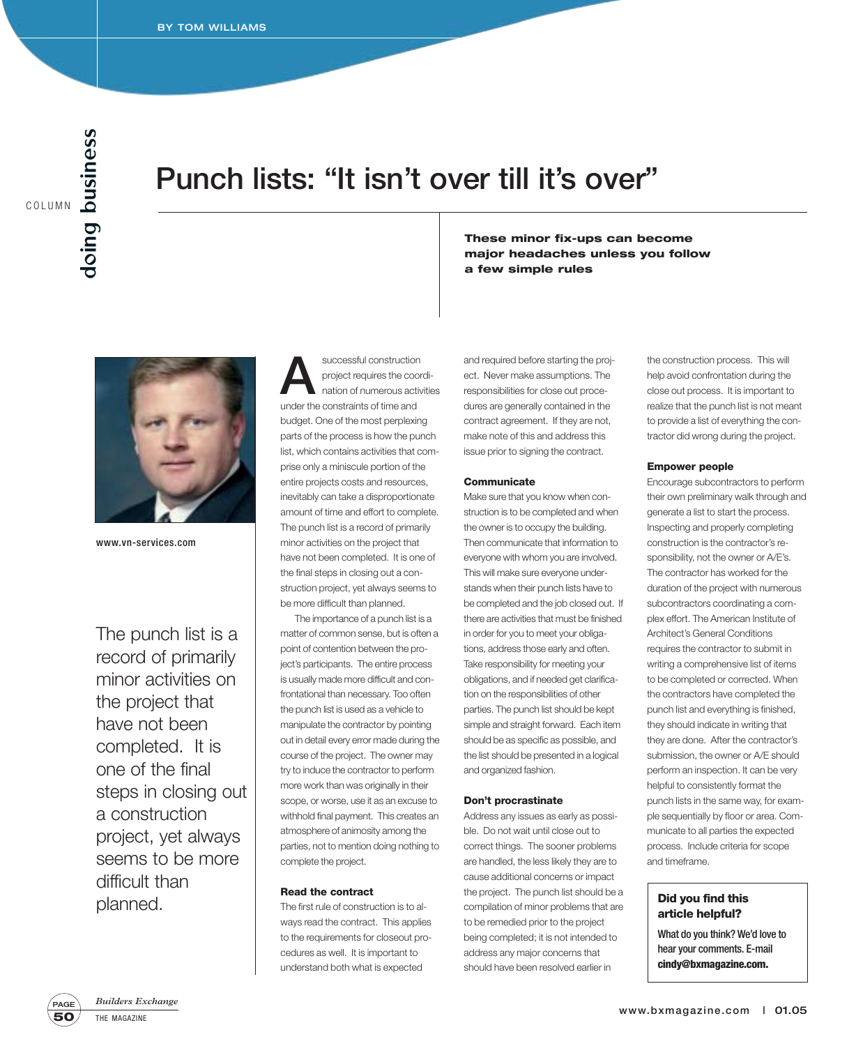BY TOM WILLIAMS

COLUMN **doing business**

# Punch lists: "It isn't over till it's over"

**These minor fix-ups can become major headaches unless you follow a few simple rules**

www.vn-services.com

> The punch list is a record of primarily minor activities on the project that have not been completed. It is one of the final steps in closing out a construction project, yet always seems to be more difficult than planned.

A successful construction project requires the coordination of numerous activities under the constraints of time and budget. One of the most perplexing parts of the process is how the punch list, which contains activities that comprise only a miniscule portion of the entire projects costs and resources, inevitably can take a disproportionate amount of time and effort to complete. The punch list is a record of primarily minor activities on the project that have not been completed. It is one of the final steps in closing out a construction project, yet always seems to be more difficult than planned.

The importance of a punch list is a matter of common sense, but is often a point of contention between the project's participants. The entire process is usually made more difficult and confrontational than necessary. Too often the punch list is used as a vehicle to manipulate the contractor by pointing out in detail every error made during the course of the project. The owner may try to induce the contractor to perform more work than was originally in their scope, or worse, use it as an excuse to withhold final payment. This creates an atmosphere of animosity among the parties, not to mention doing nothing to complete the project.

### Read the contract

The first rule of construction is to always read the contract. This applies to the requirements for closeout procedures as well. It is important to understand both what is expected and required before starting the project. Never make assumptions. The responsibilities for close out procedures are generally contained in the contract agreement. If they are not, make note of this and address this issue prior to signing the contract.

### Communicate

Make sure that you know when construction is to be completed and when the owner is to occupy the building. Then communicate that information to everyone with whom you are involved. This will make sure everyone understands when their punch lists have to be completed and the job closed out. If there are activities that must be finished in order for you to meet your obligations, address those early and often. Take responsibility for meeting your obligations, and if needed get clarification on the responsibilities of other parties. The punch list should be kept simple and straight forward. Each item should be as specific as possible, and the list should be presented in a logical and organized fashion.

### Don't procrastinate

Address any issues as early as possible. Do not wait until close out to correct things. The sooner problems are handled, the less likely they are to cause additional concerns or impact the project. The punch list should be a compilation of minor problems that are to be remedied prior to the project being completed; it is not intended to address any major concerns that should have been resolved earlier in the construction process. This will help avoid confrontation during the close out process. It is important to realize that the punch list is not meant to provide a list of everything the contractor did wrong during the project.

### Empower people

Encourage subcontractors to perform their own preliminary walk through and generate a list to start the process. Inspecting and properly completing construction is the contractor's responsibility, not the owner or A/E's. The contractor has worked for the duration of the project with numerous subcontractors coordinating a complex effort. The American Institute of Architect's General Conditions requires the contractor to submit in writing a comprehensive list of items to be completed or corrected. When the contractors have completed the punch list and everything is finished, they should indicate in writing that they are done. After the contractor's submission, the owner or A/E should perform an inspection. It can be very helpful to consistently format the punch lists in the same way, for example sequentially by floor or area. Communicate to all parties the expected process. Include criteria for scope and timeframe.

**Did you find this article helpful?**

What do you think? We'd love to hear your comments. E-mail **cindy@bxmagazine.com.**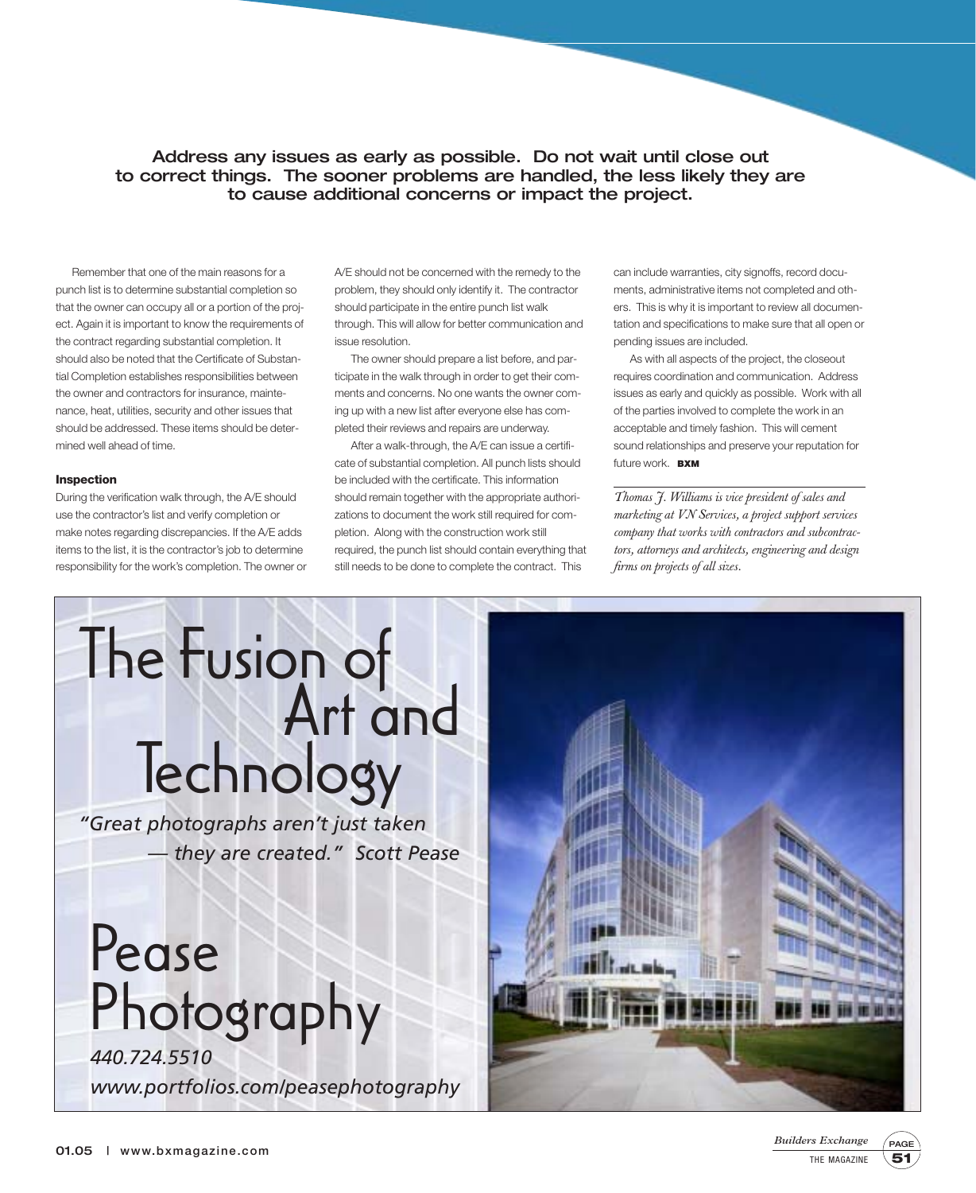**Address any issues as early as possible. Do not wait until close out to correct things. The sooner problems are handled, the less likely they are to cause additional concerns or impact the project.**

Remember that one of the main reasons for a punch list is to determine substantial completion so that the owner can occupy all or a portion of the project. Again it is important to know the requirements of the contract regarding substantial completion. It should also be noted that the Certificate of Substantial Completion establishes responsibilities between the owner and contractors for insurance, maintenance, heat, utilities, security and other issues that should be addressed. These items should be determined well ahead of time.

### Inspection

During the verification walk through, the A/E should use the contractor's list and verify completion or make notes regarding discrepancies. If the A/E adds items to the list, it is the contractor's job to determine responsibility for the work's completion. The owner or A/E should not be concerned with the remedy to the problem, they should only identify it. The contractor should participate in the entire punch list walk through. This will allow for better communication and issue resolution.

The owner should prepare a list before, and participate in the walk through in order to get their comments and concerns. No one wants the owner coming up with a new list after everyone else has completed their reviews and repairs are underway.

After a walk-through, the A/E can issue a certificate of substantial completion. All punch lists should be included with the certificate. This information should remain together with the appropriate authorizations to document the work still required for completion. Along with the construction work still required, the punch list should contain everything that still needs to be done to complete the contract. This can include warranties, city signoffs, record documents, administrative items not completed and others. This is why it is important to review all documentation and specifications to make sure that all open or pending issues are included.

As with all aspects of the project, the closeout requires coordination and communication. Address issues as early and quickly as possible. Work with all of the parties involved to complete the work in an acceptable and timely fashion. This will cement sound relationships and preserve your reputation for future work. **BXM**

*Thomas J. Williams is vice president of sales and marketing at VN Services, a project support services company that works with contractors and subcontractors, attorneys and architects, engineering and design firms on projects of all sizes.*

The Fusion of Art and Technology

*"Great photographs aren't just taken — they are created." Scott Pease*

Pease Photography

*440.724.5510*

*www.portfolios.com/peasephotography*